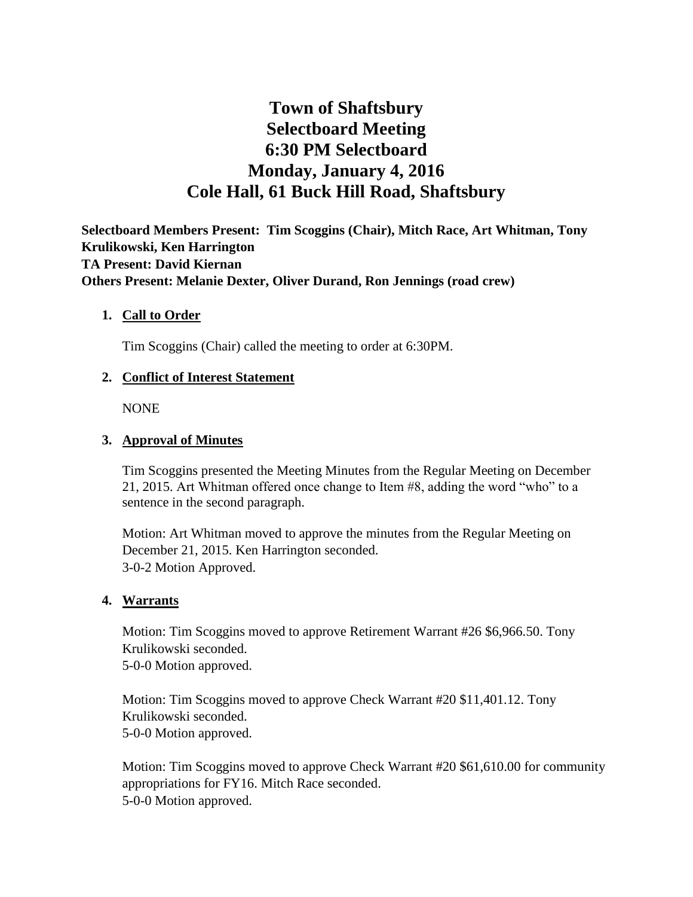# Town of Shaftsbury
# Selectboard Meeting
# 6:30 PM Selectboard
# Monday, January 4, 2016
# Cole Hall, 61 Buck Hill Road, Shaftsbury

**Selectboard Members Present: Tim Scoggins (Chair), Mitch Race, Art Whitman, Tony Krulikowski, Ken Harrington**
**TA Present: David Kiernan**
**Others Present: Melanie Dexter, Oliver Durand, Ron Jennings (road crew)**

1. **Call to Order**

   Tim Scoggins (Chair) called the meeting to order at 6:30PM.

2. **Conflict of Interest Statement**

   NONE

3. **Approval of Minutes**

   Tim Scoggins presented the Meeting Minutes from the Regular Meeting on December 21, 2015. Art Whitman offered once change to Item #8, adding the word "who" to a sentence in the second paragraph.

   Motion: Art Whitman moved to approve the minutes from the Regular Meeting on December 21, 2015. Ken Harrington seconded.
   3-0-2 Motion Approved.

4. **Warrants**

   Motion: Tim Scoggins moved to approve Retirement Warrant #26 $6,966.50. Tony Krulikowski seconded.
   5-0-0 Motion approved.

   Motion: Tim Scoggins moved to approve Check Warrant #20 $11,401.12. Tony Krulikowski seconded.
   5-0-0 Motion approved.

   Motion: Tim Scoggins moved to approve Check Warrant #20 $61,610.00 for community appropriations for FY16. Mitch Race seconded.
   5-0-0 Motion approved.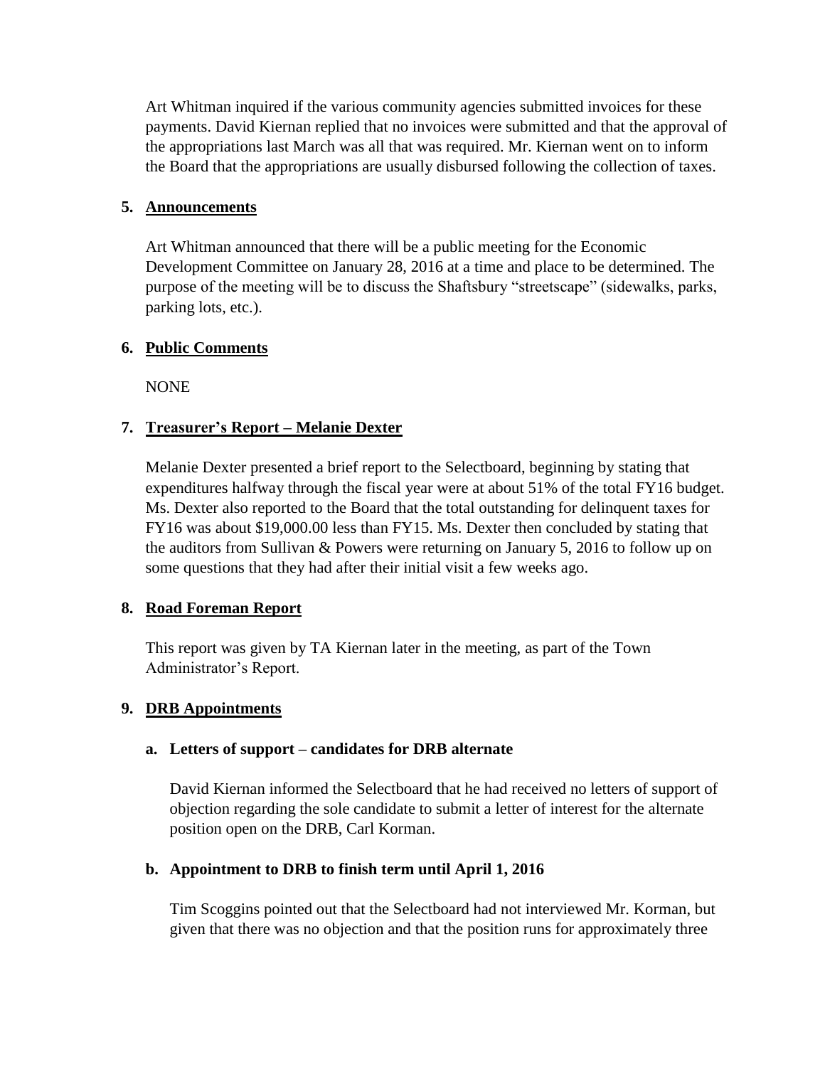Art Whitman inquired if the various community agencies submitted invoices for these payments. David Kiernan replied that no invoices were submitted and that the approval of the appropriations last March was all that was required. Mr. Kiernan went on to inform the Board that the appropriations are usually disbursed following the collection of taxes.

**5. Announcements**

Art Whitman announced that there will be a public meeting for the Economic Development Committee on January 28, 2016 at a time and place to be determined. The purpose of the meeting will be to discuss the Shaftsbury "streetscape" (sidewalks, parks, parking lots, etc.).

**6. Public Comments**

NONE

**7. Treasurer's Report – Melanie Dexter**

Melanie Dexter presented a brief report to the Selectboard, beginning by stating that expenditures halfway through the fiscal year were at about 51% of the total FY16 budget. Ms. Dexter also reported to the Board that the total outstanding for delinquent taxes for FY16 was about $19,000.00 less than FY15. Ms. Dexter then concluded by stating that the auditors from Sullivan & Powers were returning on January 5, 2016 to follow up on some questions that they had after their initial visit a few weeks ago.

**8. Road Foreman Report**

This report was given by TA Kiernan later in the meeting, as part of the Town Administrator's Report.

**9. DRB Appointments**

**a. Letters of support – candidates for DRB alternate**

David Kiernan informed the Selectboard that he had received no letters of support of objection regarding the sole candidate to submit a letter of interest for the alternate position open on the DRB, Carl Korman.

**b. Appointment to DRB to finish term until April 1, 2016**

Tim Scoggins pointed out that the Selectboard had not interviewed Mr. Korman, but given that there was no objection and that the position runs for approximately three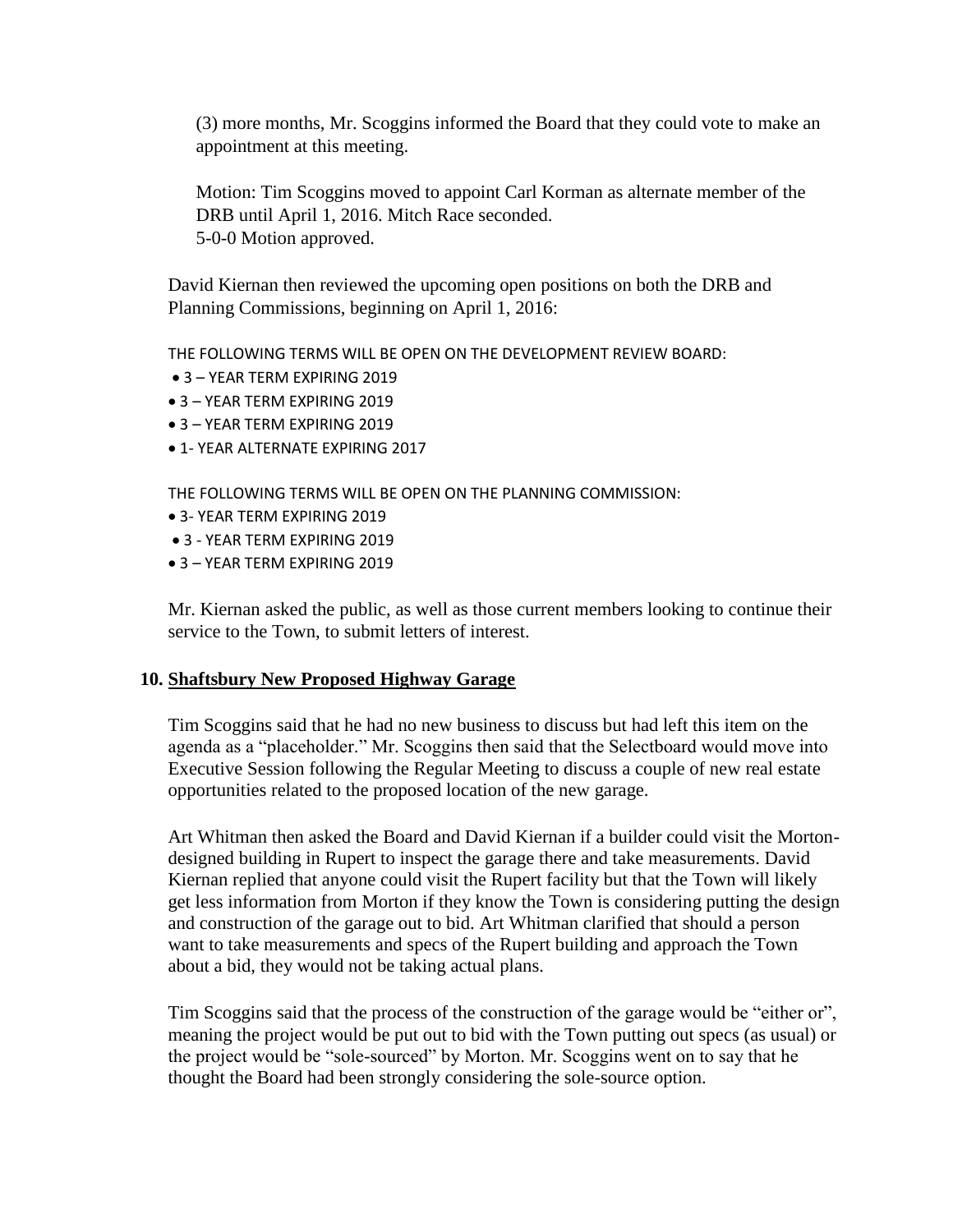(3) more months, Mr. Scoggins informed the Board that they could vote to make an appointment at this meeting.

Motion: Tim Scoggins moved to appoint Carl Korman as alternate member of the DRB until April 1, 2016. Mitch Race seconded.
5-0-0 Motion approved.

David Kiernan then reviewed the upcoming open positions on both the DRB and Planning Commissions, beginning on April 1, 2016:

THE FOLLOWING TERMS WILL BE OPEN ON THE DEVELOPMENT REVIEW BOARD:

- 3 – YEAR TERM EXPIRING 2019
- 3 – YEAR TERM EXPIRING 2019
- 3 – YEAR TERM EXPIRING 2019
- 1- YEAR ALTERNATE EXPIRING 2017

THE FOLLOWING TERMS WILL BE OPEN ON THE PLANNING COMMISSION:

- 3- YEAR TERM EXPIRING 2019
- 3 - YEAR TERM EXPIRING 2019
- 3 – YEAR TERM EXPIRING 2019

Mr. Kiernan asked the public, as well as those current members looking to continue their service to the Town, to submit letters of interest.

## 10. Shaftsbury New Proposed Highway Garage

Tim Scoggins said that he had no new business to discuss but had left this item on the agenda as a "placeholder." Mr. Scoggins then said that the Selectboard would move into Executive Session following the Regular Meeting to discuss a couple of new real estate opportunities related to the proposed location of the new garage.

Art Whitman then asked the Board and David Kiernan if a builder could visit the Morton-designed building in Rupert to inspect the garage there and take measurements. David Kiernan replied that anyone could visit the Rupert facility but that the Town will likely get less information from Morton if they know the Town is considering putting the design and construction of the garage out to bid. Art Whitman clarified that should a person want to take measurements and specs of the Rupert building and approach the Town about a bid, they would not be taking actual plans.

Tim Scoggins said that the process of the construction of the garage would be "either or", meaning the project would be put out to bid with the Town putting out specs (as usual) or the project would be "sole-sourced" by Morton. Mr. Scoggins went on to say that he thought the Board had been strongly considering the sole-source option.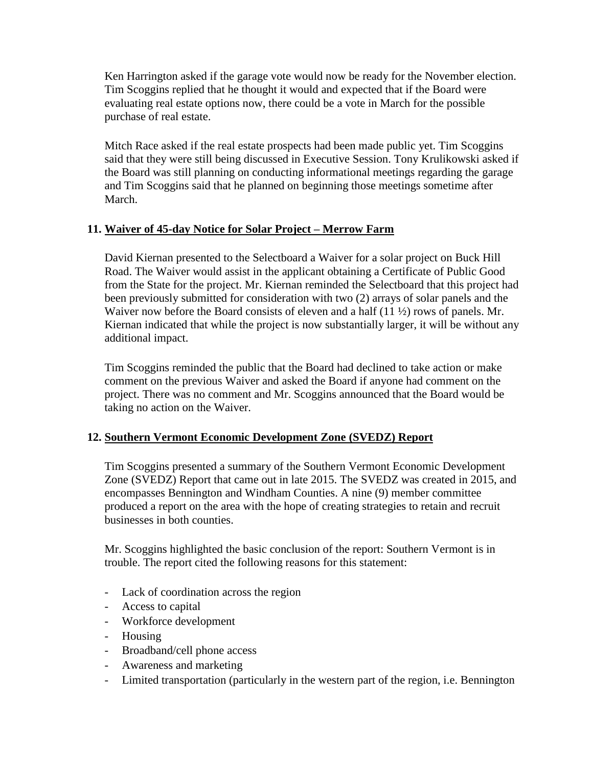Ken Harrington asked if the garage vote would now be ready for the November election. Tim Scoggins replied that he thought it would and expected that if the Board were evaluating real estate options now, there could be a vote in March for the possible purchase of real estate.

Mitch Race asked if the real estate prospects had been made public yet. Tim Scoggins said that they were still being discussed in Executive Session. Tony Krulikowski asked if the Board was still planning on conducting informational meetings regarding the garage and Tim Scoggins said that he planned on beginning those meetings sometime after March.

**11. Waiver of 45-day Notice for Solar Project – Merrow Farm**

David Kiernan presented to the Selectboard a Waiver for a solar project on Buck Hill Road. The Waiver would assist in the applicant obtaining a Certificate of Public Good from the State for the project. Mr. Kiernan reminded the Selectboard that this project had been previously submitted for consideration with two (2) arrays of solar panels and the Waiver now before the Board consists of eleven and a half (11 ½) rows of panels. Mr. Kiernan indicated that while the project is now substantially larger, it will be without any additional impact.

Tim Scoggins reminded the public that the Board had declined to take action or make comment on the previous Waiver and asked the Board if anyone had comment on the project. There was no comment and Mr. Scoggins announced that the Board would be taking no action on the Waiver.

**12. Southern Vermont Economic Development Zone (SVEDZ) Report**

Tim Scoggins presented a summary of the Southern Vermont Economic Development Zone (SVEDZ) Report that came out in late 2015. The SVEDZ was created in 2015, and encompasses Bennington and Windham Counties. A nine (9) member committee produced a report on the area with the hope of creating strategies to retain and recruit businesses in both counties.

Mr. Scoggins highlighted the basic conclusion of the report: Southern Vermont is in trouble. The report cited the following reasons for this statement:

- Lack of coordination across the region
- Access to capital
- Workforce development
- Housing
- Broadband/cell phone access
- Awareness and marketing
- Limited transportation (particularly in the western part of the region, i.e. Bennington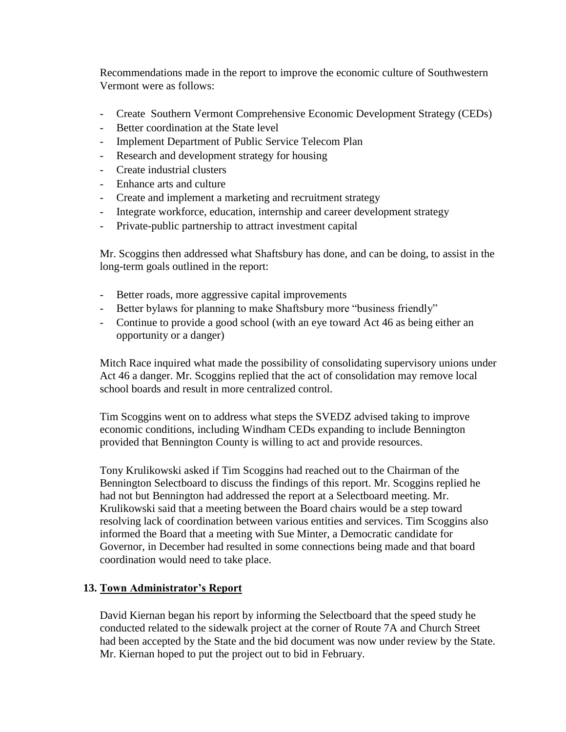Recommendations made in the report to improve the economic culture of Southwestern Vermont were as follows:

- Create Southern Vermont Comprehensive Economic Development Strategy (CEDs)
- Better coordination at the State level
- Implement Department of Public Service Telecom Plan
- Research and development strategy for housing
- Create industrial clusters
- Enhance arts and culture
- Create and implement a marketing and recruitment strategy
- Integrate workforce, education, internship and career development strategy
- Private-public partnership to attract investment capital

Mr. Scoggins then addressed what Shaftsbury has done, and can be doing, to assist in the long-term goals outlined in the report:

- Better roads, more aggressive capital improvements
- Better bylaws for planning to make Shaftsbury more "business friendly"
- Continue to provide a good school (with an eye toward Act 46 as being either an opportunity or a danger)

Mitch Race inquired what made the possibility of consolidating supervisory unions under Act 46 a danger. Mr. Scoggins replied that the act of consolidation may remove local school boards and result in more centralized control.

Tim Scoggins went on to address what steps the SVEDZ advised taking to improve economic conditions, including Windham CEDs expanding to include Bennington provided that Bennington County is willing to act and provide resources.

Tony Krulikowski asked if Tim Scoggins had reached out to the Chairman of the Bennington Selectboard to discuss the findings of this report. Mr. Scoggins replied he had not but Bennington had addressed the report at a Selectboard meeting. Mr. Krulikowski said that a meeting between the Board chairs would be a step toward resolving lack of coordination between various entities and services. Tim Scoggins also informed the Board that a meeting with Sue Minter, a Democratic candidate for Governor, in December had resulted in some connections being made and that board coordination would need to take place.

## 13. Town Administrator's Report

David Kiernan began his report by informing the Selectboard that the speed study he conducted related to the sidewalk project at the corner of Route 7A and Church Street had been accepted by the State and the bid document was now under review by the State. Mr. Kiernan hoped to put the project out to bid in February.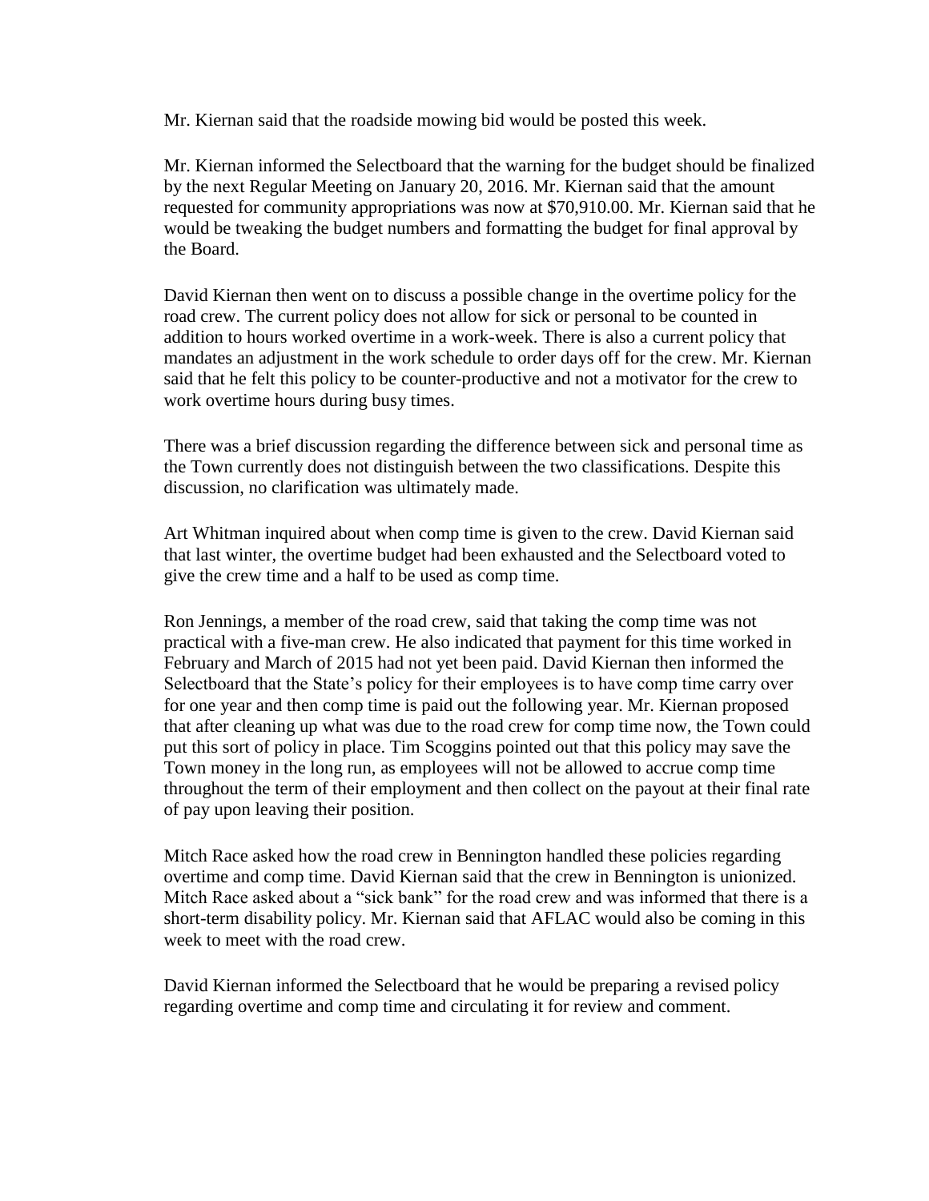Mr. Kiernan said that the roadside mowing bid would be posted this week.

Mr. Kiernan informed the Selectboard that the warning for the budget should be finalized by the next Regular Meeting on January 20, 2016. Mr. Kiernan said that the amount requested for community appropriations was now at $70,910.00. Mr. Kiernan said that he would be tweaking the budget numbers and formatting the budget for final approval by the Board.

David Kiernan then went on to discuss a possible change in the overtime policy for the road crew. The current policy does not allow for sick or personal to be counted in addition to hours worked overtime in a work-week. There is also a current policy that mandates an adjustment in the work schedule to order days off for the crew. Mr. Kiernan said that he felt this policy to be counter-productive and not a motivator for the crew to work overtime hours during busy times.

There was a brief discussion regarding the difference between sick and personal time as the Town currently does not distinguish between the two classifications. Despite this discussion, no clarification was ultimately made.

Art Whitman inquired about when comp time is given to the crew. David Kiernan said that last winter, the overtime budget had been exhausted and the Selectboard voted to give the crew time and a half to be used as comp time.

Ron Jennings, a member of the road crew, said that taking the comp time was not practical with a five-man crew. He also indicated that payment for this time worked in February and March of 2015 had not yet been paid. David Kiernan then informed the Selectboard that the State's policy for their employees is to have comp time carry over for one year and then comp time is paid out the following year. Mr. Kiernan proposed that after cleaning up what was due to the road crew for comp time now, the Town could put this sort of policy in place. Tim Scoggins pointed out that this policy may save the Town money in the long run, as employees will not be allowed to accrue comp time throughout the term of their employment and then collect on the payout at their final rate of pay upon leaving their position.

Mitch Race asked how the road crew in Bennington handled these policies regarding overtime and comp time. David Kiernan said that the crew in Bennington is unionized. Mitch Race asked about a "sick bank" for the road crew and was informed that there is a short-term disability policy. Mr. Kiernan said that AFLAC would also be coming in this week to meet with the road crew.

David Kiernan informed the Selectboard that he would be preparing a revised policy regarding overtime and comp time and circulating it for review and comment.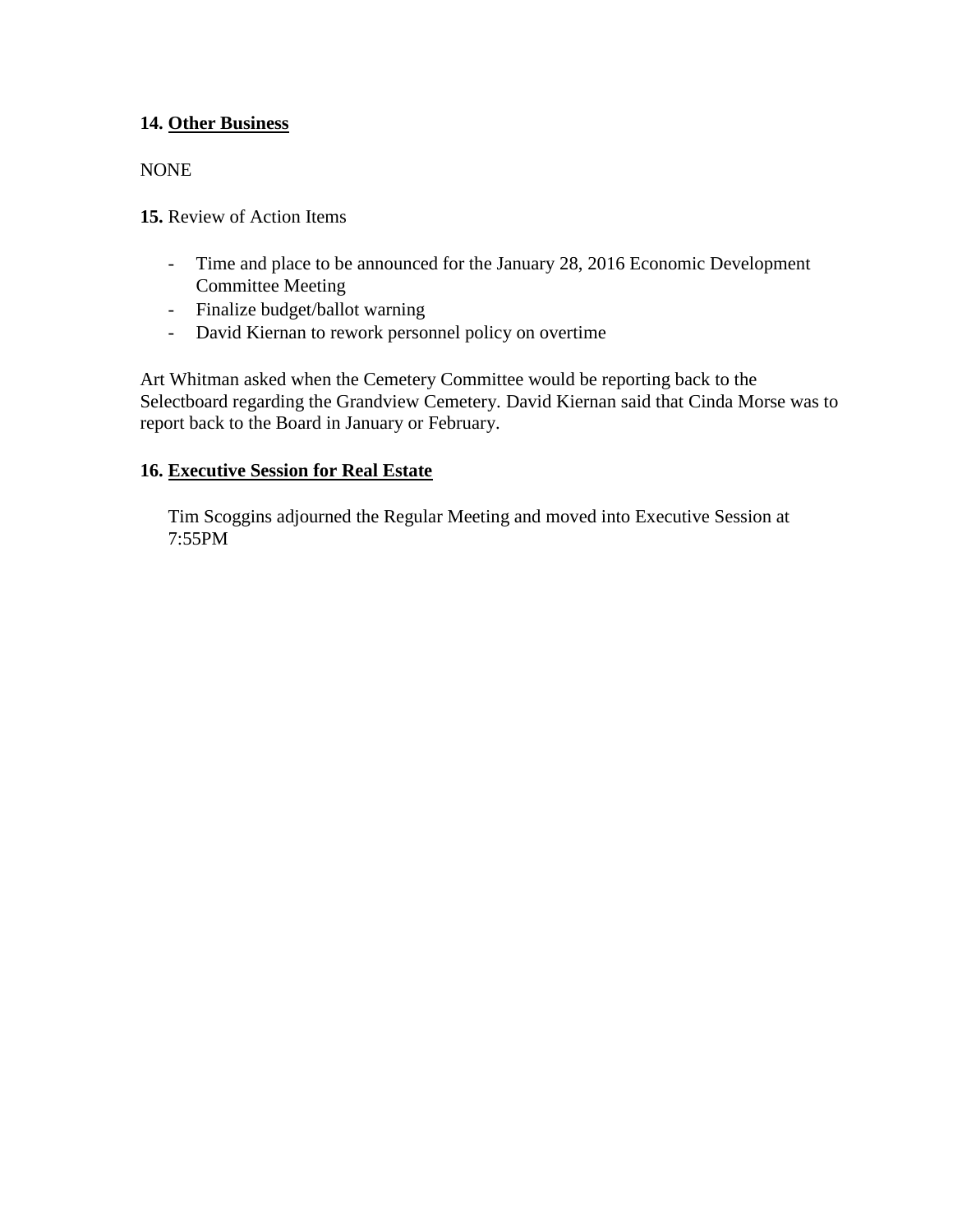**14. Other Business**

NONE

**15.** Review of Action Items

- Time and place to be announced for the January 28, 2016 Economic Development Committee Meeting
- Finalize budget/ballot warning
- David Kiernan to rework personnel policy on overtime

Art Whitman asked when the Cemetery Committee would be reporting back to the Selectboard regarding the Grandview Cemetery. David Kiernan said that Cinda Morse was to report back to the Board in January or February.

**16. Executive Session for Real Estate**

Tim Scoggins adjourned the Regular Meeting and moved into Executive Session at 7:55PM